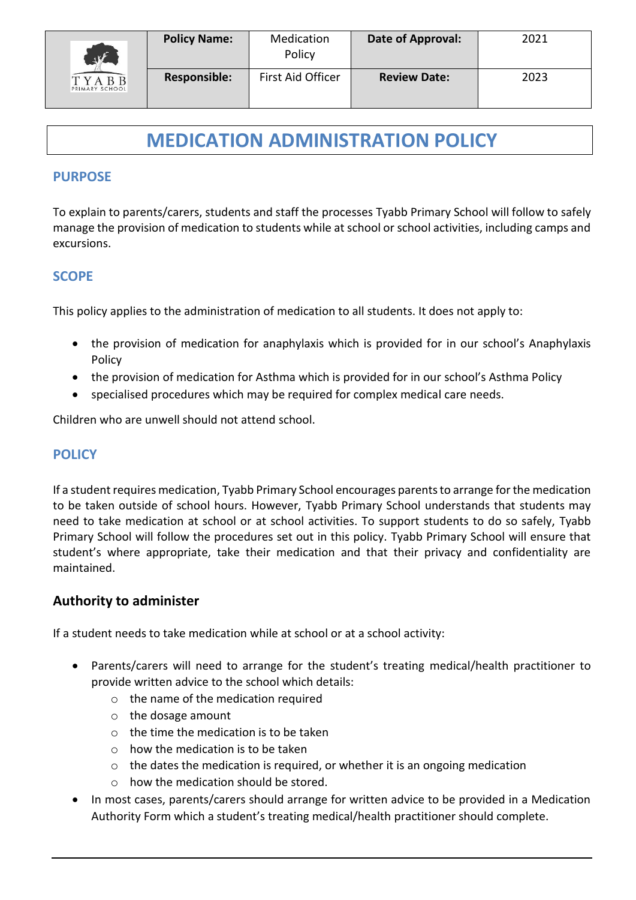| TYABB PRIMARY SCHOOL | Policy Name: | Medication Policy | Date of Approval: | 2021 |
|---|---|---|---|---|
| | **Responsible:** | First Aid Officer | **Review Date:** | 2023 |

# MEDICATION ADMINISTRATION POLICY

## PURPOSE

To explain to parents/carers, students and staff the processes Tyabb Primary School will follow to safely manage the provision of medication to students while at school or school activities, including camps and excursions.

## SCOPE

This policy applies to the administration of medication to all students. It does not apply to:

- the provision of medication for anaphylaxis which is provided for in our school's Anaphylaxis Policy
- the provision of medication for Asthma which is provided for in our school's Asthma Policy
- specialised procedures which may be required for complex medical care needs.

Children who are unwell should not attend school.

## POLICY

If a student requires medication, Tyabb Primary School encourages parents to arrange for the medication to be taken outside of school hours. However, Tyabb Primary School understands that students may need to take medication at school or at school activities. To support students to do so safely, Tyabb Primary School will follow the procedures set out in this policy. Tyabb Primary School will ensure that student's where appropriate, take their medication and that their privacy and confidentiality are maintained.

### Authority to administer

If a student needs to take medication while at school or at a school activity:

- Parents/carers will need to arrange for the student's treating medical/health practitioner to provide written advice to the school which details:
  - the name of the medication required
  - the dosage amount
  - the time the medication is to be taken
  - how the medication is to be taken
  - the dates the medication is required, or whether it is an ongoing medication
  - how the medication should be stored.
- In most cases, parents/carers should arrange for written advice to be provided in a Medication Authority Form which a student's treating medical/health practitioner should complete.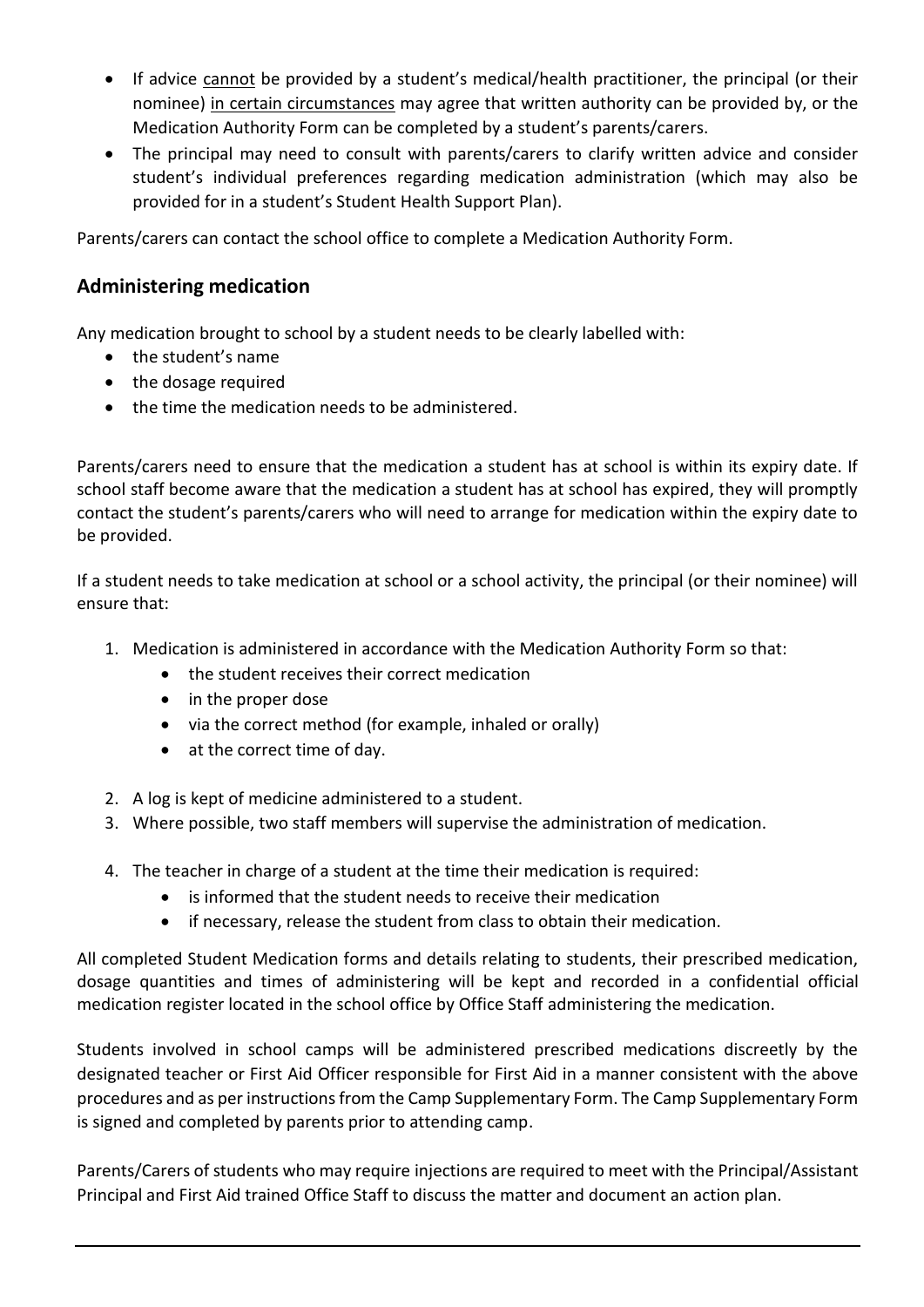- If advice cannot be provided by a student's medical/health practitioner, the principal (or their nominee) in certain circumstances may agree that written authority can be provided by, or the Medication Authority Form can be completed by a student's parents/carers.
- The principal may need to consult with parents/carers to clarify written advice and consider student's individual preferences regarding medication administration (which may also be provided for in a student's Student Health Support Plan).

Parents/carers can contact the school office to complete a Medication Authority Form.

## Administering medication

Any medication brought to school by a student needs to be clearly labelled with:

- the student's name
- the dosage required
- the time the medication needs to be administered.

Parents/carers need to ensure that the medication a student has at school is within its expiry date. If school staff become aware that the medication a student has at school has expired, they will promptly contact the student's parents/carers who will need to arrange for medication within the expiry date to be provided.

If a student needs to take medication at school or a school activity, the principal (or their nominee) will ensure that:

1. Medication is administered in accordance with the Medication Authority Form so that:
    - the student receives their correct medication
    - in the proper dose
    - via the correct method (for example, inhaled or orally)
    - at the correct time of day.
2. A log is kept of medicine administered to a student.
3. Where possible, two staff members will supervise the administration of medication.
4. The teacher in charge of a student at the time their medication is required:
    - is informed that the student needs to receive their medication
    - if necessary, release the student from class to obtain their medication.

All completed Student Medication forms and details relating to students, their prescribed medication, dosage quantities and times of administering will be kept and recorded in a confidential official medication register located in the school office by Office Staff administering the medication.

Students involved in school camps will be administered prescribed medications discreetly by the designated teacher or First Aid Officer responsible for First Aid in a manner consistent with the above procedures and as per instructions from the Camp Supplementary Form. The Camp Supplementary Form is signed and completed by parents prior to attending camp.

Parents/Carers of students who may require injections are required to meet with the Principal/Assistant Principal and First Aid trained Office Staff to discuss the matter and document an action plan.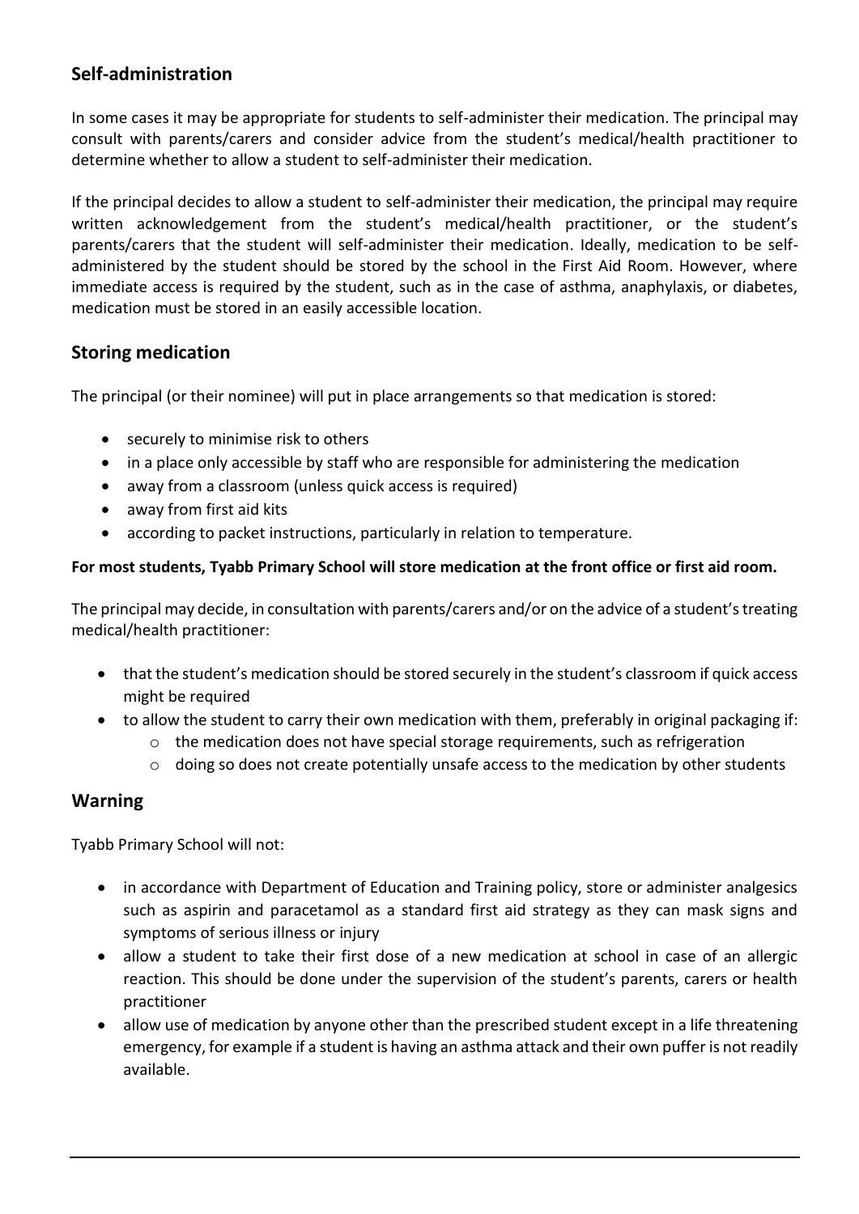## Self-administration

In some cases it may be appropriate for students to self-administer their medication. The principal may consult with parents/carers and consider advice from the student's medical/health practitioner to determine whether to allow a student to self-administer their medication.

If the principal decides to allow a student to self-administer their medication, the principal may require written acknowledgement from the student's medical/health practitioner, or the student's parents/carers that the student will self-administer their medication. Ideally, medication to be self-administered by the student should be stored by the school in the First Aid Room. However, where immediate access is required by the student, such as in the case of asthma, anaphylaxis, or diabetes, medication must be stored in an easily accessible location.

## Storing medication

The principal (or their nominee) will put in place arrangements so that medication is stored:

- securely to minimise risk to others
- in a place only accessible by staff who are responsible for administering the medication
- away from a classroom (unless quick access is required)
- away from first aid kits
- according to packet instructions, particularly in relation to temperature.

**For most students, Tyabb Primary School will store medication at the front office or first aid room.**

The principal may decide, in consultation with parents/carers and/or on the advice of a student's treating medical/health practitioner:

- that the student's medication should be stored securely in the student's classroom if quick access might be required
- to allow the student to carry their own medication with them, preferably in original packaging if:
  - the medication does not have special storage requirements, such as refrigeration
  - doing so does not create potentially unsafe access to the medication by other students

## Warning

Tyabb Primary School will not:

- in accordance with Department of Education and Training policy, store or administer analgesics such as aspirin and paracetamol as a standard first aid strategy as they can mask signs and symptoms of serious illness or injury
- allow a student to take their first dose of a new medication at school in case of an allergic reaction. This should be done under the supervision of the student's parents, carers or health practitioner
- allow use of medication by anyone other than the prescribed student except in a life threatening emergency, for example if a student is having an asthma attack and their own puffer is not readily available.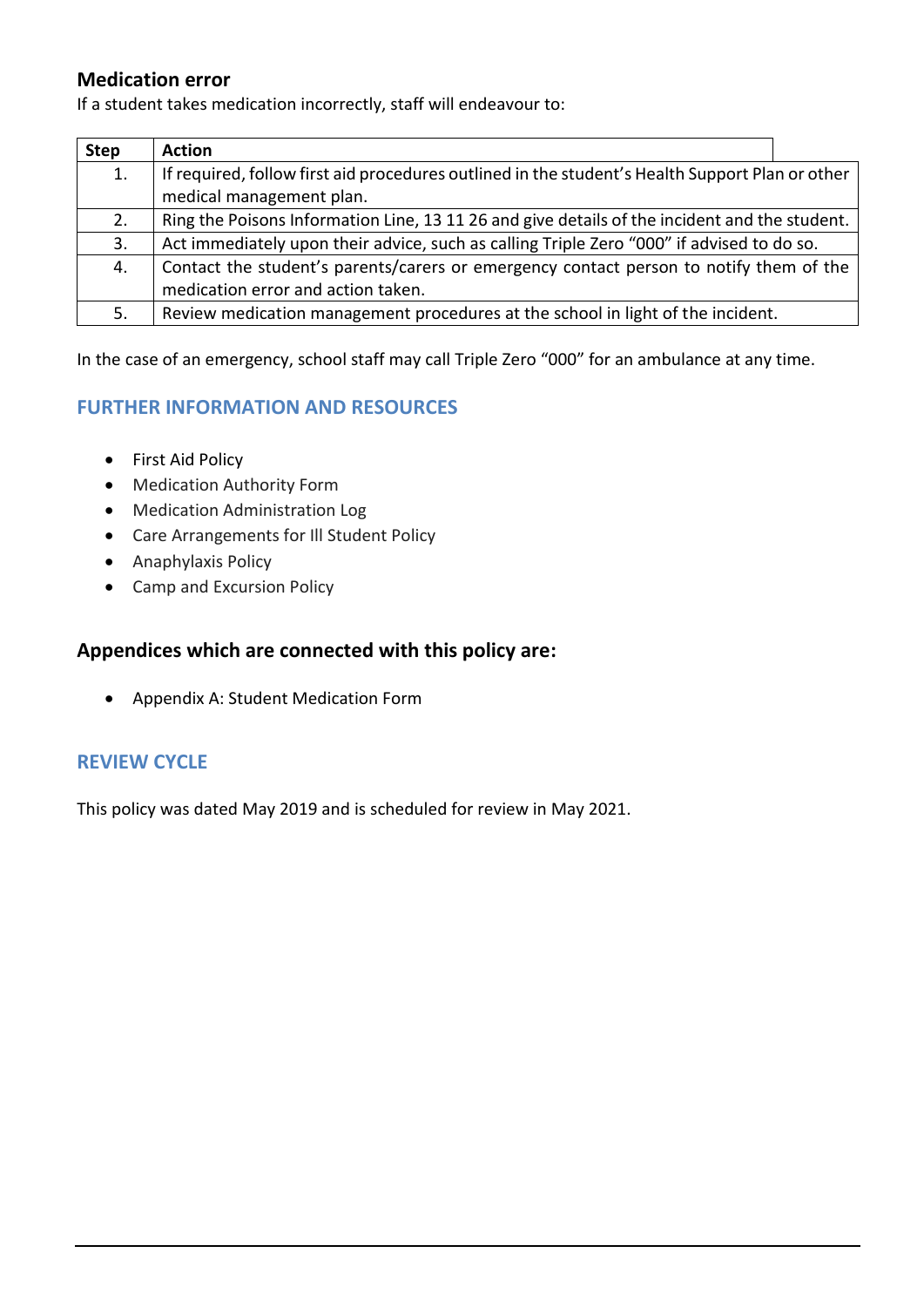### Medication error

If a student takes medication incorrectly, staff will endeavour to:

| Step | Action |
|---|---|
| 1. | If required, follow first aid procedures outlined in the student's Health Support Plan or other medical management plan. |
| 2. | Ring the Poisons Information Line, 13 11 26 and give details of the incident and the student. |
| 3. | Act immediately upon their advice, such as calling Triple Zero "000" if advised to do so. |
| 4. | Contact the student's parents/carers or emergency contact person to notify them of the medication error and action taken. |
| 5. | Review medication management procedures at the school in light of the incident. |

In the case of an emergency, school staff may call Triple Zero "000" for an ambulance at any time.

## FURTHER INFORMATION AND RESOURCES

- First Aid Policy
- Medication Authority Form
- Medication Administration Log
- Care Arrangements for Ill Student Policy
- Anaphylaxis Policy
- Camp and Excursion Policy

### Appendices which are connected with this policy are:

- Appendix A: Student Medication Form

## REVIEW CYCLE

This policy was dated May 2019 and is scheduled for review in May 2021.